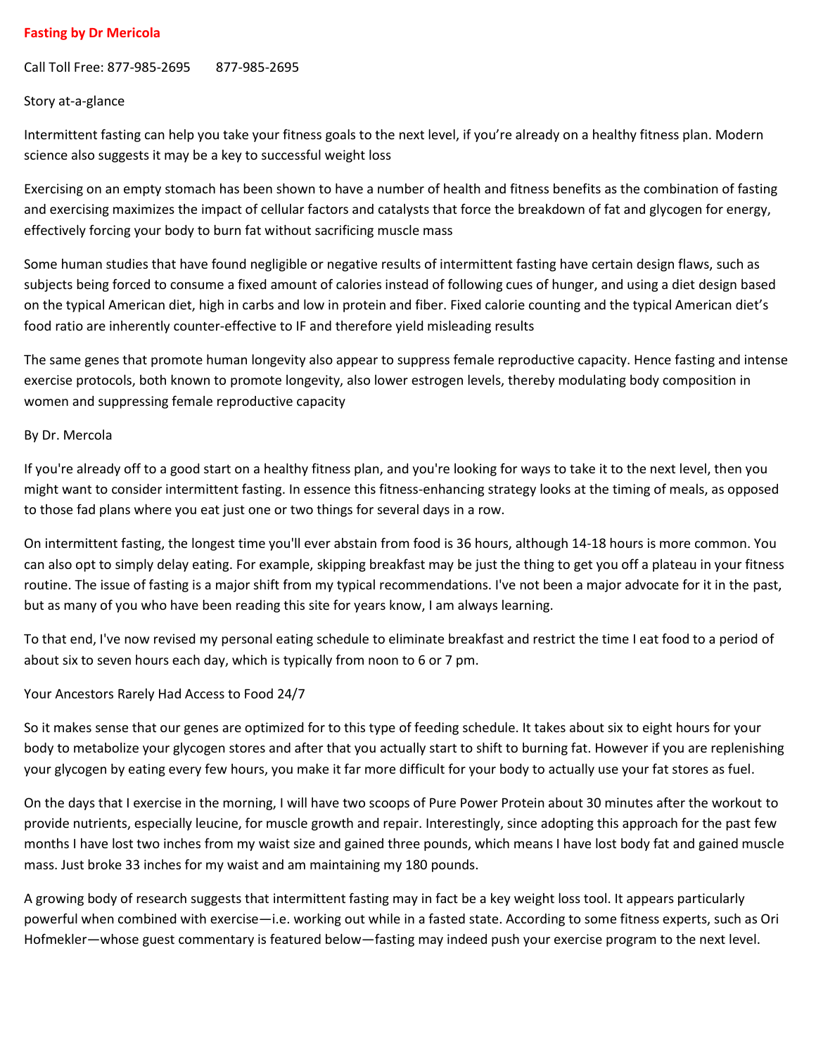# Fasting by Dr Mericola

Call Toll Free: 877-985-2695 877-985-2695

Story at-a-glance

Intermittent fasting can help you take your fitness goals to the next level, if you're already on a healthy fitness plan. Modern science also suggests it may be a key to successful weight loss

Exercising on an empty stomach has been shown to have a number of health and fitness benefits as the combination of fasting and exercising maximizes the impact of cellular factors and catalysts that force the breakdown of fat and glycogen for energy, effectively forcing your body to burn fat without sacrificing muscle mass

Some human studies that have found negligible or negative results of intermittent fasting have certain design flaws, such as subjects being forced to consume a fixed amount of calories instead of following cues of hunger, and using a diet design based on the typical American diet, high in carbs and low in protein and fiber. Fixed calorie counting and the typical American diet's food ratio are inherently counter-effective to IF and therefore yield misleading results

The same genes that promote human longevity also appear to suppress female reproductive capacity. Hence fasting and intense exercise protocols, both known to promote longevity, also lower estrogen levels, thereby modulating body composition in women and suppressing female reproductive capacity

By Dr. Mercola

If you're already off to a good start on a healthy fitness plan, and you're looking for ways to take it to the next level, then you might want to consider intermittent fasting. In essence this fitness-enhancing strategy looks at the timing of meals, as opposed to those fad plans where you eat just one or two things for several days in a row.

On intermittent fasting, the longest time you'll ever abstain from food is 36 hours, although 14-18 hours is more common. You can also opt to simply delay eating. For example, skipping breakfast may be just the thing to get you off a plateau in your fitness routine. The issue of fasting is a major shift from my typical recommendations. I've not been a major advocate for it in the past, but as many of you who have been reading this site for years know, I am always learning.

To that end, I've now revised my personal eating schedule to eliminate breakfast and restrict the time I eat food to a period of about six to seven hours each day, which is typically from noon to 6 or 7 pm.

Your Ancestors Rarely Had Access to Food 24/7

So it makes sense that our genes are optimized for to this type of feeding schedule. It takes about six to eight hours for your body to metabolize your glycogen stores and after that you actually start to shift to burning fat. However if you are replenishing your glycogen by eating every few hours, you make it far more difficult for your body to actually use your fat stores as fuel.

On the days that I exercise in the morning, I will have two scoops of Pure Power Protein about 30 minutes after the workout to provide nutrients, especially leucine, for muscle growth and repair. Interestingly, since adopting this approach for the past few months I have lost two inches from my waist size and gained three pounds, which means I have lost body fat and gained muscle mass. Just broke 33 inches for my waist and am maintaining my 180 pounds.

A growing body of research suggests that intermittent fasting may in fact be a key weight loss tool. It appears particularly powerful when combined with exercise—i.e. working out while in a fasted state. According to some fitness experts, such as Ori Hofmekler—whose guest commentary is featured below—fasting may indeed push your exercise program to the next level.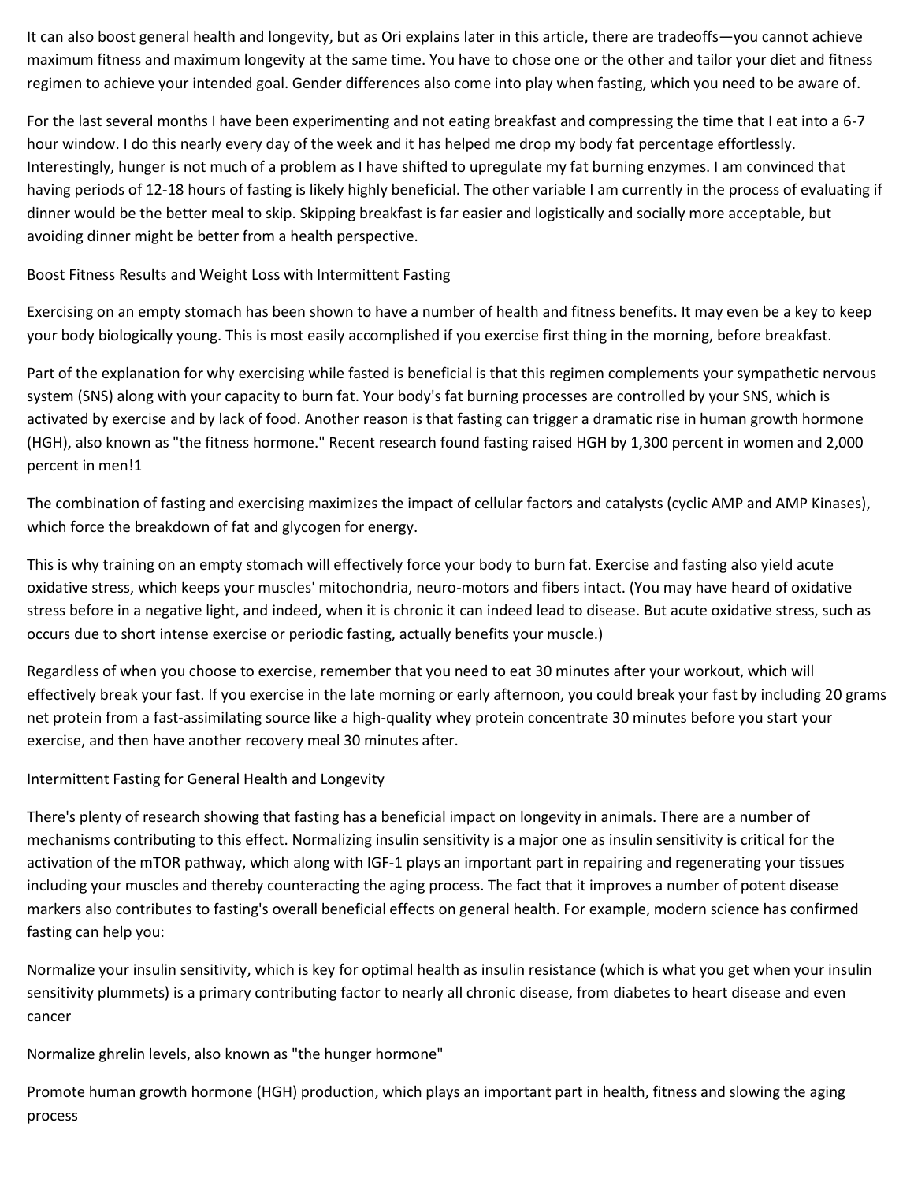It can also boost general health and longevity, but as Ori explains later in this article, there are tradeoffs—you cannot achieve maximum fitness and maximum longevity at the same time. You have to chose one or the other and tailor your diet and fitness regimen to achieve your intended goal. Gender differences also come into play when fasting, which you need to be aware of.

For the last several months I have been experimenting and not eating breakfast and compressing the time that I eat into a 6-7 hour window. I do this nearly every day of the week and it has helped me drop my body fat percentage effortlessly. Interestingly, hunger is not much of a problem as I have shifted to upregulate my fat burning enzymes. I am convinced that having periods of 12-18 hours of fasting is likely highly beneficial. The other variable I am currently in the process of evaluating if dinner would be the better meal to skip. Skipping breakfast is far easier and logistically and socially more acceptable, but avoiding dinner might be better from a health perspective.

## Boost Fitness Results and Weight Loss with Intermittent Fasting

Exercising on an empty stomach has been shown to have a number of health and fitness benefits. It may even be a key to keep your body biologically young. This is most easily accomplished if you exercise first thing in the morning, before breakfast.

Part of the explanation for why exercising while fasted is beneficial is that this regimen complements your sympathetic nervous system (SNS) along with your capacity to burn fat. Your body's fat burning processes are controlled by your SNS, which is activated by exercise and by lack of food. Another reason is that fasting can trigger a dramatic rise in human growth hormone (HGH), also known as "the fitness hormone." Recent research found fasting raised HGH by 1,300 percent in women and 2,000 percent in men![1]

The combination of fasting and exercising maximizes the impact of cellular factors and catalysts (cyclic AMP and AMP Kinases), which force the breakdown of fat and glycogen for energy.

This is why training on an empty stomach will effectively force your body to burn fat. Exercise and fasting also yield acute oxidative stress, which keeps your muscles' mitochondria, neuro-motors and fibers intact. (You may have heard of oxidative stress before in a negative light, and indeed, when it is chronic it can indeed lead to disease. But acute oxidative stress, such as occurs due to short intense exercise or periodic fasting, actually benefits your muscle.)

Regardless of when you choose to exercise, remember that you need to eat 30 minutes after your workout, which will effectively break your fast. If you exercise in the late morning or early afternoon, you could break your fast by including 20 grams net protein from a fast-assimilating source like a high-quality whey protein concentrate 30 minutes before you start your exercise, and then have another recovery meal 30 minutes after.

## Intermittent Fasting for General Health and Longevity

There's plenty of research showing that fasting has a beneficial impact on longevity in animals. There are a number of mechanisms contributing to this effect. Normalizing insulin sensitivity is a major one as insulin sensitivity is critical for the activation of the mTOR pathway, which along with IGF-1 plays an important part in repairing and regenerating your tissues including your muscles and thereby counteracting the aging process. The fact that it improves a number of potent disease markers also contributes to fasting's overall beneficial effects on general health. For example, modern science has confirmed fasting can help you:

- Normalize your insulin sensitivity, which is key for optimal health as insulin resistance (which is what you get when your insulin sensitivity plummets) is a primary contributing factor to nearly all chronic disease, from diabetes to heart disease and even cancer
- Normalize ghrelin levels, also known as "the hunger hormone"
- Promote human growth hormone (HGH) production, which plays an important part in health, fitness and slowing the aging process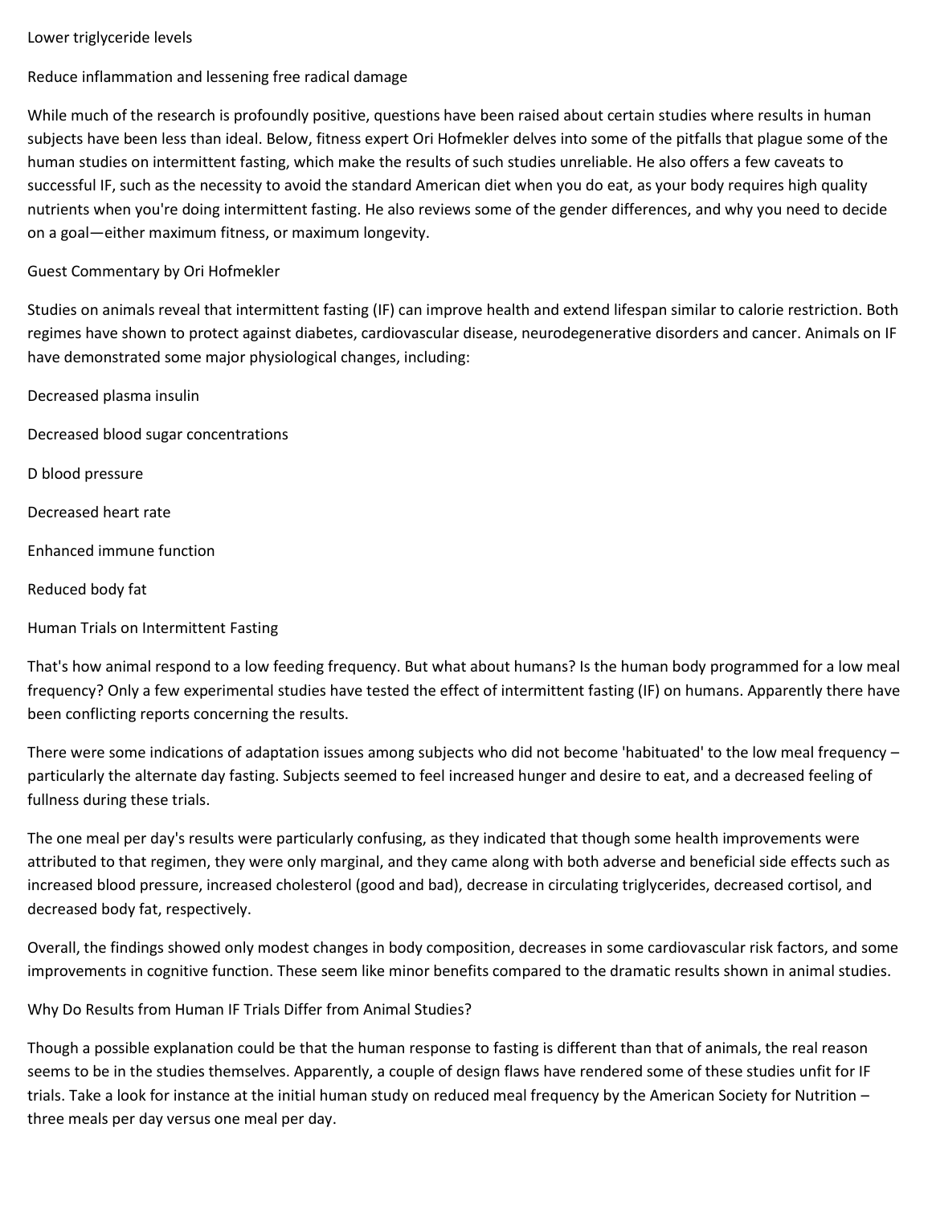Lower triglyceride levels

Reduce inflammation and lessening free radical damage

While much of the research is profoundly positive, questions have been raised about certain studies where results in human subjects have been less than ideal. Below, fitness expert Ori Hofmekler delves into some of the pitfalls that plague some of the human studies on intermittent fasting, which make the results of such studies unreliable. He also offers a few caveats to successful IF, such as the necessity to avoid the standard American diet when you do eat, as your body requires high quality nutrients when you're doing intermittent fasting. He also reviews some of the gender differences, and why you need to decide on a goal—either maximum fitness, or maximum longevity.

Guest Commentary by Ori Hofmekler

Studies on animals reveal that intermittent fasting (IF) can improve health and extend lifespan similar to calorie restriction. Both regimes have shown to protect against diabetes, cardiovascular disease, neurodegenerative disorders and cancer. Animals on IF have demonstrated some major physiological changes, including:

Decreased plasma insulin

Decreased blood sugar concentrations

D blood pressure

Decreased heart rate

Enhanced immune function

Reduced body fat

## Human Trials on Intermittent Fasting

That's how animal respond to a low feeding frequency. But what about humans? Is the human body programmed for a low meal frequency? Only a few experimental studies have tested the effect of intermittent fasting (IF) on humans. Apparently there have been conflicting reports concerning the results.

There were some indications of adaptation issues among subjects who did not become 'habituated' to the low meal frequency – particularly the alternate day fasting. Subjects seemed to feel increased hunger and desire to eat, and a decreased feeling of fullness during these trials.

The one meal per day's results were particularly confusing, as they indicated that though some health improvements were attributed to that regimen, they were only marginal, and they came along with both adverse and beneficial side effects such as increased blood pressure, increased cholesterol (good and bad), decrease in circulating triglycerides, decreased cortisol, and decreased body fat, respectively.

Overall, the findings showed only modest changes in body composition, decreases in some cardiovascular risk factors, and some improvements in cognitive function. These seem like minor benefits compared to the dramatic results shown in animal studies.

## Why Do Results from Human IF Trials Differ from Animal Studies?

Though a possible explanation could be that the human response to fasting is different than that of animals, the real reason seems to be in the studies themselves. Apparently, a couple of design flaws have rendered some of these studies unfit for IF trials. Take a look for instance at the initial human study on reduced meal frequency by the American Society for Nutrition – three meals per day versus one meal per day.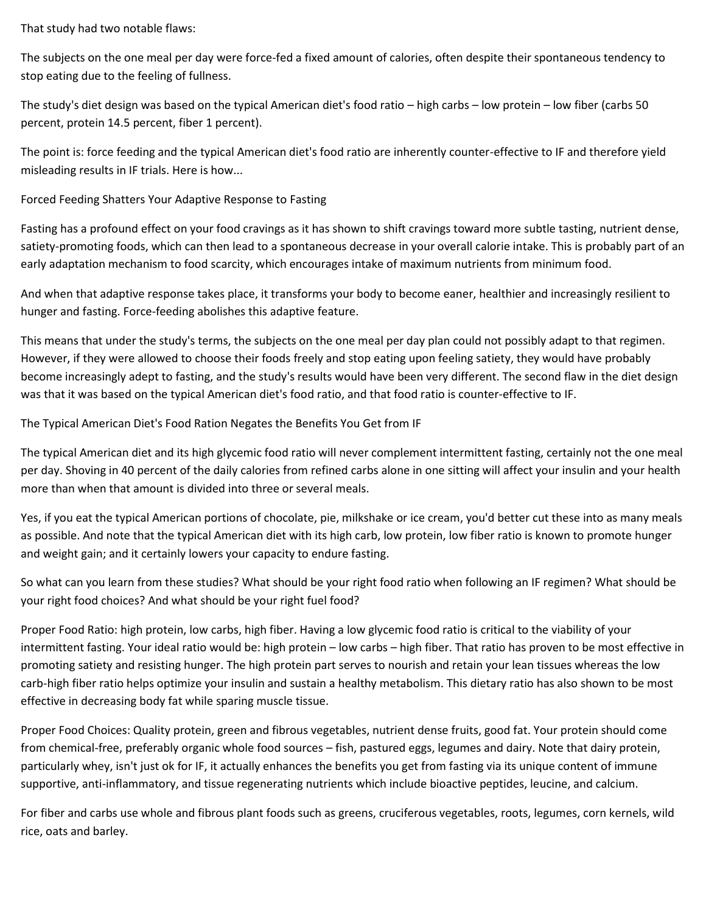That study had two notable flaws:

The subjects on the one meal per day were force-fed a fixed amount of calories, often despite their spontaneous tendency to stop eating due to the feeling of fullness.

The study's diet design was based on the typical American diet's food ratio – high carbs – low protein – low fiber (carbs 50 percent, protein 14.5 percent, fiber 1 percent).

The point is: force feeding and the typical American diet's food ratio are inherently counter-effective to IF and therefore yield misleading results in IF trials. Here is how...

## Forced Feeding Shatters Your Adaptive Response to Fasting

Fasting has a profound effect on your food cravings as it has shown to shift cravings toward more subtle tasting, nutrient dense, satiety-promoting foods, which can then lead to a spontaneous decrease in your overall calorie intake. This is probably part of an early adaptation mechanism to food scarcity, which encourages intake of maximum nutrients from minimum food.

And when that adaptive response takes place, it transforms your body to become eaner, healthier and increasingly resilient to hunger and fasting. Force-feeding abolishes this adaptive feature.

This means that under the study's terms, the subjects on the one meal per day plan could not possibly adapt to that regimen. However, if they were allowed to choose their foods freely and stop eating upon feeling satiety, they would have probably become increasingly adept to fasting, and the study's results would have been very different. The second flaw in the diet design was that it was based on the typical American diet's food ratio, and that food ratio is counter-effective to IF.

## The Typical American Diet's Food Ration Negates the Benefits You Get from IF

The typical American diet and its high glycemic food ratio will never complement intermittent fasting, certainly not the one meal per day. Shoving in 40 percent of the daily calories from refined carbs alone in one sitting will affect your insulin and your health more than when that amount is divided into three or several meals.

Yes, if you eat the typical American portions of chocolate, pie, milkshake or ice cream, you'd better cut these into as many meals as possible. And note that the typical American diet with its high carb, low protein, low fiber ratio is known to promote hunger and weight gain; and it certainly lowers your capacity to endure fasting.

So what can you learn from these studies? What should be your right food ratio when following an IF regimen? What should be your right food choices? And what should be your right fuel food?

Proper Food Ratio: high protein, low carbs, high fiber. Having a low glycemic food ratio is critical to the viability of your intermittent fasting. Your ideal ratio would be: high protein – low carbs – high fiber. That ratio has proven to be most effective in promoting satiety and resisting hunger. The high protein part serves to nourish and retain your lean tissues whereas the low carb-high fiber ratio helps optimize your insulin and sustain a healthy metabolism. This dietary ratio has also shown to be most effective in decreasing body fat while sparing muscle tissue.

Proper Food Choices: Quality protein, green and fibrous vegetables, nutrient dense fruits, good fat. Your protein should come from chemical-free, preferably organic whole food sources – fish, pastured eggs, legumes and dairy. Note that dairy protein, particularly whey, isn't just ok for IF, it actually enhances the benefits you get from fasting via its unique content of immune supportive, anti-inflammatory, and tissue regenerating nutrients which include bioactive peptides, leucine, and calcium.

For fiber and carbs use whole and fibrous plant foods such as greens, cruciferous vegetables, roots, legumes, corn kernels, wild rice, oats and barley.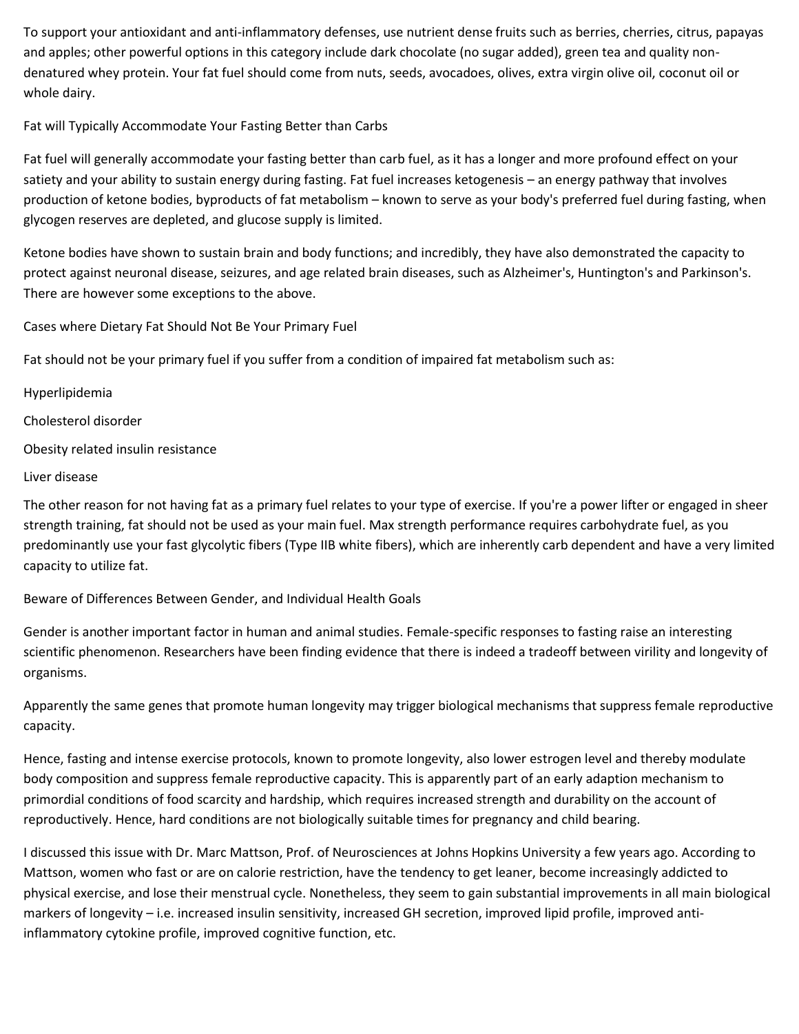To support your antioxidant and anti-inflammatory defenses, use nutrient dense fruits such as berries, cherries, citrus, papayas and apples; other powerful options in this category include dark chocolate (no sugar added), green tea and quality non-denatured whey protein. Your fat fuel should come from nuts, seeds, avocadoes, olives, extra virgin olive oil, coconut oil or whole dairy.

## Fat will Typically Accommodate Your Fasting Better than Carbs

Fat fuel will generally accommodate your fasting better than carb fuel, as it has a longer and more profound effect on your satiety and your ability to sustain energy during fasting. Fat fuel increases ketogenesis – an energy pathway that involves production of ketone bodies, byproducts of fat metabolism – known to serve as your body's preferred fuel during fasting, when glycogen reserves are depleted, and glucose supply is limited.

Ketone bodies have shown to sustain brain and body functions; and incredibly, they have also demonstrated the capacity to protect against neuronal disease, seizures, and age related brain diseases, such as Alzheimer's, Huntington's and Parkinson's. There are however some exceptions to the above.

## Cases where Dietary Fat Should Not Be Your Primary Fuel

Fat should not be your primary fuel if you suffer from a condition of impaired fat metabolism such as:

- Hyperlipidemia
- Cholesterol disorder
- Obesity related insulin resistance
- Liver disease

The other reason for not having fat as a primary fuel relates to your type of exercise. If you're a power lifter or engaged in sheer strength training, fat should not be used as your main fuel. Max strength performance requires carbohydrate fuel, as you predominantly use your fast glycolytic fibers (Type IIB white fibers), which are inherently carb dependent and have a very limited capacity to utilize fat.

## Beware of Differences Between Gender, and Individual Health Goals

Gender is another important factor in human and animal studies. Female-specific responses to fasting raise an interesting scientific phenomenon. Researchers have been finding evidence that there is indeed a tradeoff between virility and longevity of organisms.

Apparently the same genes that promote human longevity may trigger biological mechanisms that suppress female reproductive capacity.

Hence, fasting and intense exercise protocols, known to promote longevity, also lower estrogen level and thereby modulate body composition and suppress female reproductive capacity. This is apparently part of an early adaption mechanism to primordial conditions of food scarcity and hardship, which requires increased strength and durability on the account of reproductively. Hence, hard conditions are not biologically suitable times for pregnancy and child bearing.

I discussed this issue with Dr. Marc Mattson, Prof. of Neurosciences at Johns Hopkins University a few years ago. According to Mattson, women who fast or are on calorie restriction, have the tendency to get leaner, become increasingly addicted to physical exercise, and lose their menstrual cycle. Nonetheless, they seem to gain substantial improvements in all main biological markers of longevity – i.e. increased insulin sensitivity, increased GH secretion, improved lipid profile, improved anti-inflammatory cytokine profile, improved cognitive function, etc.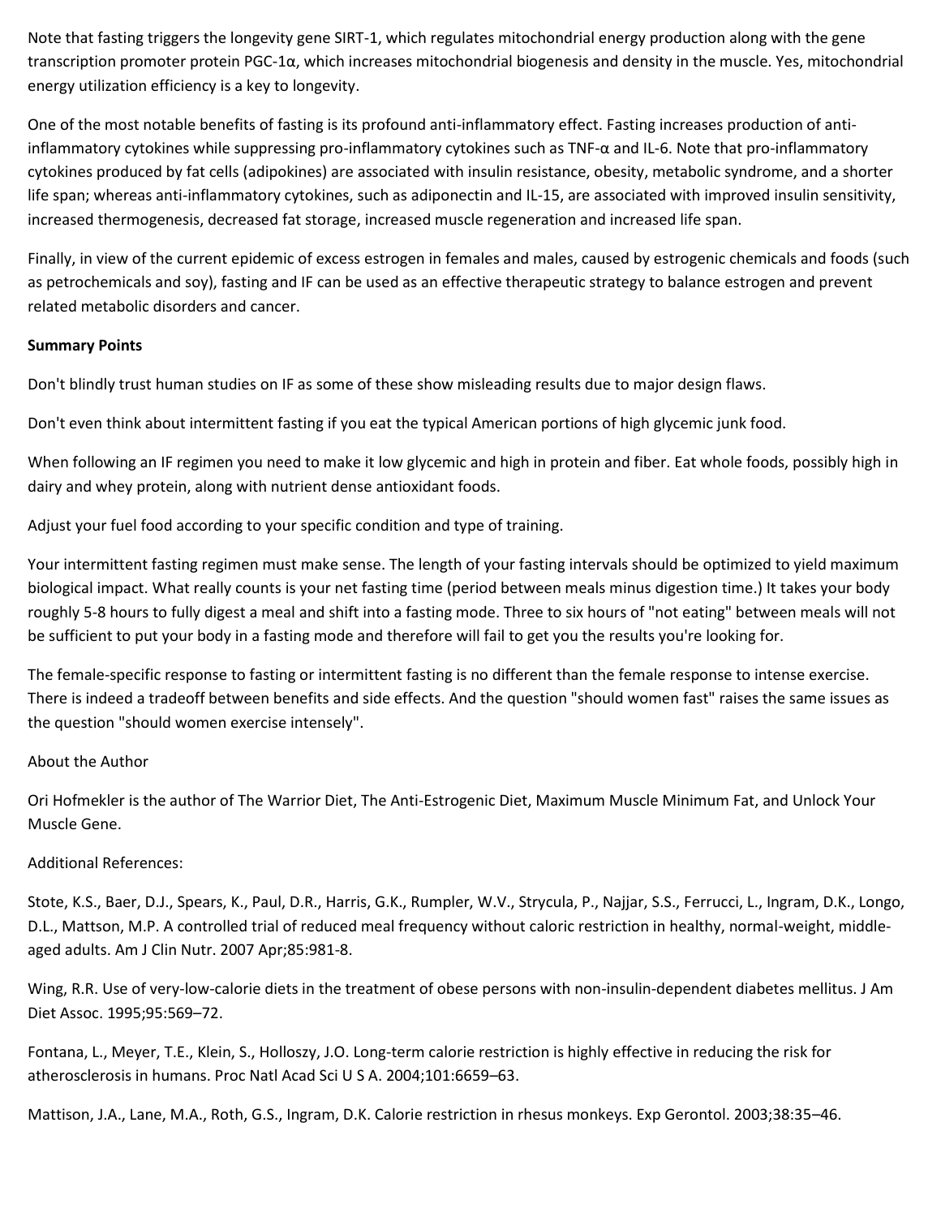Note that fasting triggers the longevity gene SIRT-1, which regulates mitochondrial energy production along with the gene transcription promoter protein PGC-1α, which increases mitochondrial biogenesis and density in the muscle. Yes, mitochondrial energy utilization efficiency is a key to longevity.

One of the most notable benefits of fasting is its profound anti-inflammatory effect. Fasting increases production of anti-inflammatory cytokines while suppressing pro-inflammatory cytokines such as TNF-α and IL-6. Note that pro-inflammatory cytokines produced by fat cells (adipokines) are associated with insulin resistance, obesity, metabolic syndrome, and a shorter life span; whereas anti-inflammatory cytokines, such as adiponectin and IL-15, are associated with improved insulin sensitivity, increased thermogenesis, decreased fat storage, increased muscle regeneration and increased life span.

Finally, in view of the current epidemic of excess estrogen in females and males, caused by estrogenic chemicals and foods (such as petrochemicals and soy), fasting and IF can be used as an effective therapeutic strategy to balance estrogen and prevent related metabolic disorders and cancer.

**Summary Points**

Don't blindly trust human studies on IF as some of these show misleading results due to major design flaws.

Don't even think about intermittent fasting if you eat the typical American portions of high glycemic junk food.

When following an IF regimen you need to make it low glycemic and high in protein and fiber. Eat whole foods, possibly high in dairy and whey protein, along with nutrient dense antioxidant foods.

Adjust your fuel food according to your specific condition and type of training.

Your intermittent fasting regimen must make sense. The length of your fasting intervals should be optimized to yield maximum biological impact. What really counts is your net fasting time (period between meals minus digestion time.) It takes your body roughly 5-8 hours to fully digest a meal and shift into a fasting mode. Three to six hours of "not eating" between meals will not be sufficient to put your body in a fasting mode and therefore will fail to get you the results you're looking for.

The female-specific response to fasting or intermittent fasting is no different than the female response to intense exercise. There is indeed a tradeoff between benefits and side effects. And the question "should women fast" raises the same issues as the question "should women exercise intensely".

About the Author

Ori Hofmekler is the author of The Warrior Diet, The Anti-Estrogenic Diet, Maximum Muscle Minimum Fat, and Unlock Your Muscle Gene.

Additional References:

Stote, K.S., Baer, D.J., Spears, K., Paul, D.R., Harris, G.K., Rumpler, W.V., Strycula, P., Najjar, S.S., Ferrucci, L., Ingram, D.K., Longo, D.L., Mattson, M.P. A controlled trial of reduced meal frequency without caloric restriction in healthy, normal-weight, middle-aged adults. Am J Clin Nutr. 2007 Apr;85:981-8.

Wing, R.R. Use of very-low-calorie diets in the treatment of obese persons with non-insulin-dependent diabetes mellitus. J Am Diet Assoc. 1995;95:569–72.

Fontana, L., Meyer, T.E., Klein, S., Holloszy, J.O. Long-term calorie restriction is highly effective in reducing the risk for atherosclerosis in humans. Proc Natl Acad Sci U S A. 2004;101:6659–63.

Mattison, J.A., Lane, M.A., Roth, G.S., Ingram, D.K. Calorie restriction in rhesus monkeys. Exp Gerontol. 2003;38:35–46.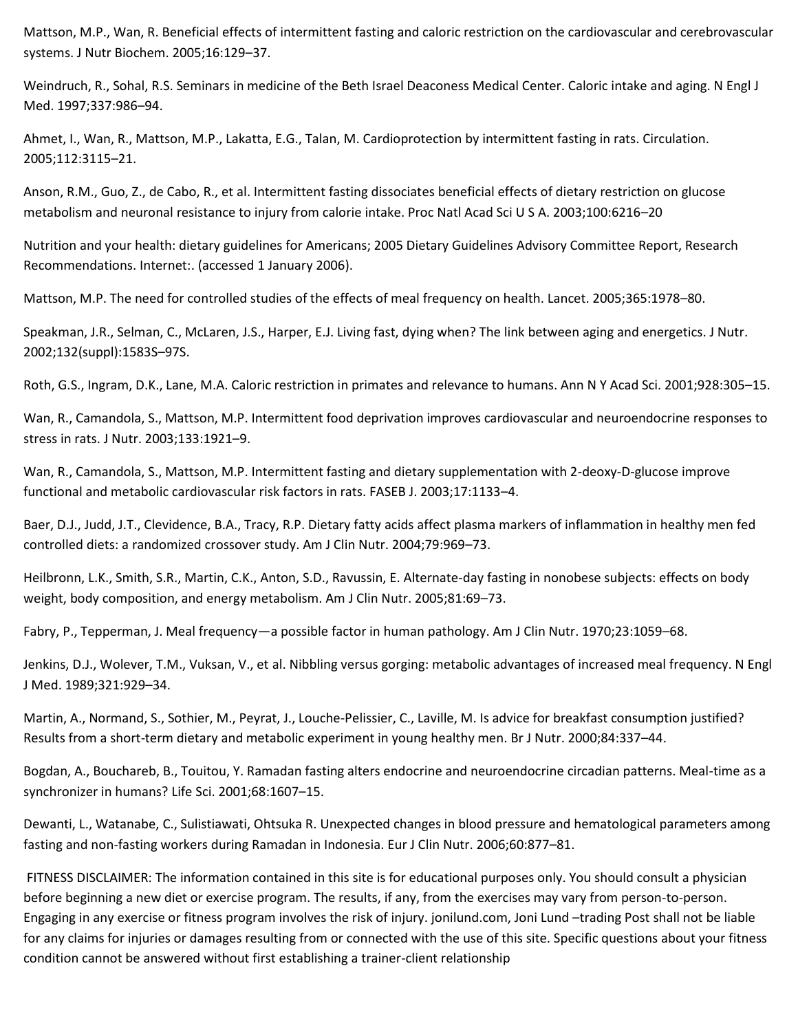Mattson, M.P., Wan, R. Beneficial effects of intermittent fasting and caloric restriction on the cardiovascular and cerebrovascular systems. J Nutr Biochem. 2005;16:129–37.

Weindruch, R., Sohal, R.S. Seminars in medicine of the Beth Israel Deaconess Medical Center. Caloric intake and aging. N Engl J Med. 1997;337:986–94.

Ahmet, I., Wan, R., Mattson, M.P., Lakatta, E.G., Talan, M. Cardioprotection by intermittent fasting in rats. Circulation. 2005;112:3115–21.

Anson, R.M., Guo, Z., de Cabo, R., et al. Intermittent fasting dissociates beneficial effects of dietary restriction on glucose metabolism and neuronal resistance to injury from calorie intake. Proc Natl Acad Sci U S A. 2003;100:6216–20

Nutrition and your health: dietary guidelines for Americans; 2005 Dietary Guidelines Advisory Committee Report, Research Recommendations. Internet:. (accessed 1 January 2006).

Mattson, M.P. The need for controlled studies of the effects of meal frequency on health. Lancet. 2005;365:1978–80.

Speakman, J.R., Selman, C., McLaren, J.S., Harper, E.J. Living fast, dying when? The link between aging and energetics. J Nutr. 2002;132(suppl):1583S–97S.

Roth, G.S., Ingram, D.K., Lane, M.A. Caloric restriction in primates and relevance to humans. Ann N Y Acad Sci. 2001;928:305–15.

Wan, R., Camandola, S., Mattson, M.P. Intermittent food deprivation improves cardiovascular and neuroendocrine responses to stress in rats. J Nutr. 2003;133:1921–9.

Wan, R., Camandola, S., Mattson, M.P. Intermittent fasting and dietary supplementation with 2-deoxy-D-glucose improve functional and metabolic cardiovascular risk factors in rats. FASEB J. 2003;17:1133–4.

Baer, D.J., Judd, J.T., Clevidence, B.A., Tracy, R.P. Dietary fatty acids affect plasma markers of inflammation in healthy men fed controlled diets: a randomized crossover study. Am J Clin Nutr. 2004;79:969–73.

Heilbronn, L.K., Smith, S.R., Martin, C.K., Anton, S.D., Ravussin, E. Alternate-day fasting in nonobese subjects: effects on body weight, body composition, and energy metabolism. Am J Clin Nutr. 2005;81:69–73.

Fabry, P., Tepperman, J. Meal frequency—a possible factor in human pathology. Am J Clin Nutr. 1970;23:1059–68.

Jenkins, D.J., Wolever, T.M., Vuksan, V., et al. Nibbling versus gorging: metabolic advantages of increased meal frequency. N Engl J Med. 1989;321:929–34.

Martin, A., Normand, S., Sothier, M., Peyrat, J., Louche-Pelissier, C., Laville, M. Is advice for breakfast consumption justified? Results from a short-term dietary and metabolic experiment in young healthy men. Br J Nutr. 2000;84:337–44.

Bogdan, A., Bouchareb, B., Touitou, Y. Ramadan fasting alters endocrine and neuroendocrine circadian patterns. Meal-time as a synchronizer in humans? Life Sci. 2001;68:1607–15.

Dewanti, L., Watanabe, C., Sulistiawati, Ohtsuka R. Unexpected changes in blood pressure and hematological parameters among fasting and non-fasting workers during Ramadan in Indonesia. Eur J Clin Nutr. 2006;60:877–81.

FITNESS DISCLAIMER: The information contained in this site is for educational purposes only. You should consult a physician before beginning a new diet or exercise program. The results, if any, from the exercises may vary from person-to-person. Engaging in any exercise or fitness program involves the risk of injury. jonilund.com, Joni Lund –trading Post shall not be liable for any claims for injuries or damages resulting from or connected with the use of this site. Specific questions about your fitness condition cannot be answered without first establishing a trainer-client relationship